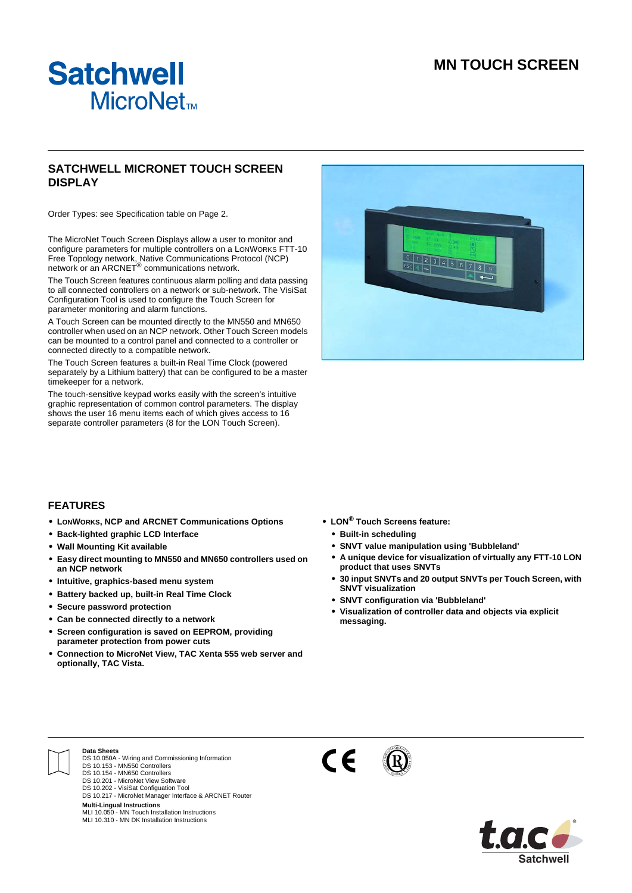# MN TOUCH SCREEN

Satchwell MicroNet™

## SATCHWELL MICRONET TOUCH SCREEN DISPLAY

Order Types: see Specification table on Page 2.

The MicroNet Touch Screen Displays allow a user to monitor and configure parameters for multiple controllers on a LONWORKS FTT-10 Free Topology network, Native Communications Protocol (NCP) network or an ARCNET® communications network.

The Touch Screen features continuous alarm polling and data passing to all connected controllers on a network or sub-network. The VisiSat Configuration Tool is used to configure the Touch Screen for parameter monitoring and alarm functions.

A Touch Screen can be mounted directly to the MN550 and MN650 controller when used on an NCP network. Other Touch Screen models can be mounted to a control panel and connected to a controller or connected directly to a compatible network.

The Touch Screen features a built-in Real Time Clock (powered separately by a Lithium battery) that can be configured to be a master timekeeper for a network.

The touch-sensitive keypad works easily with the screen's intuitive graphic representation of common control parameters. The display shows the user 16 menu items each of which gives access to 16 separate controller parameters (8 for the LON Touch Screen).

## FEATURES

- **LONWORKS, NCP and ARCNET Communications Options**
- **Back-lighted graphic LCD Interface**
- **Wall Mounting Kit available**
- **Easy direct mounting to MN550 and MN650 controllers used on an NCP network**
- **Intuitive, graphics-based menu system**
- **Battery backed up, built-in Real Time Clock**
- **Secure password protection**
- **Can be connected directly to a network**
- **Screen configuration is saved on EEPROM, providing parameter protection from power cuts**
- **Connection to MicroNet View, TAC Xenta 555 web server and optionally, TAC Vista.**
- **LON® Touch Screens feature:**
  - **Built-in scheduling**
  - **SNVT value manipulation using 'Bubbleland'**
  - **A unique device for visualization of virtually any FTT-10 LON product that uses SNVTS**
  - **30 input SNVTs and 20 output SNVTs per Touch Screen, with SNVT visualization**
  - **SNVT configuration via 'Bubbleland'**
  - **Visualization of controller data and objects via explicit messaging.**

**Data Sheets**
DS 10.050A - Wiring and Commissioning Information
DS 10.153 - MN550 Controllers
DS 10.154 - MN650 Controllers
DS 10.201 - MicroNet View Software
DS 10.202 - VisiSat Configuation Tool
DS 10.217 - MicroNet Manager Interface & ARCNET Router

**Multi-Lingual Instructions**
MLI 10.050 - MN Touch Installation Instructions
MLI 10.310 - MN DK Installation Instructions

t.a.c Satchwell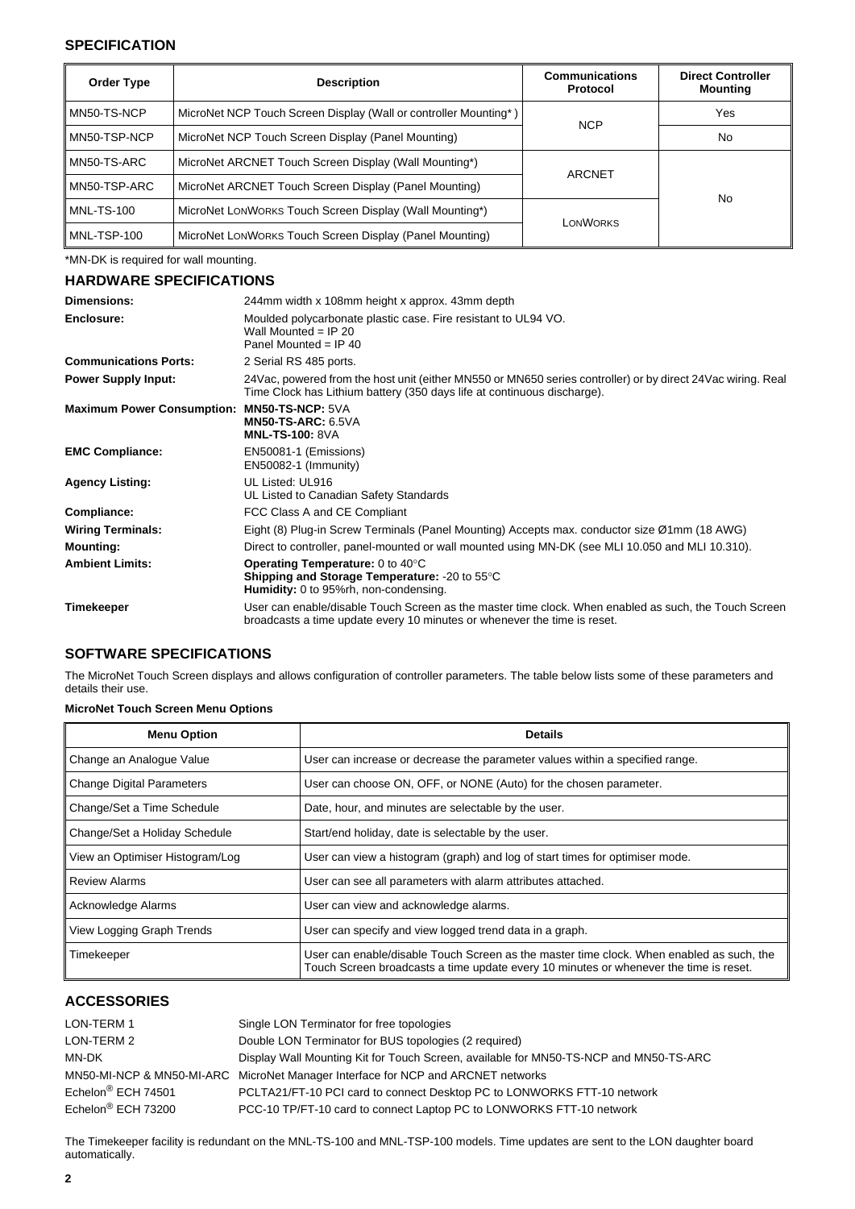## SPECIFICATION

| Order Type | Description | Communications Protocol | Direct Controller Mounting |
|---|---|---|---|
| MN50-TS-NCP | MicroNet NCP Touch Screen Display (Wall or controller Mounting*) | NCP | Yes |
| MN50-TSP-NCP | MicroNet NCP Touch Screen Display (Panel Mounting) | | No |
| MN50-TS-ARC | MicroNet ARCNET Touch Screen Display (Wall Mounting*) | ARCNET | No |
| MN50-TSP-ARC | MicroNet ARCNET Touch Screen Display (Panel Mounting) | | |
| MNL-TS-100 | MicroNet LONWORKS Touch Screen Display (Wall Mounting*) | LONWORKS | |
| MNL-TSP-100 | MicroNet LONWORKS Touch Screen Display (Panel Mounting) | | |

*MN-DK is required for wall mounting.

## HARDWARE SPECIFICATIONS

| | |
|---|---|
| **Dimensions:** | 244mm width x 108mm height x approx. 43mm depth |
| **Enclosure:** | Moulded polycarbonate plastic case. Fire resistant to UL94 VO.<br>Wall Mounted = IP 20<br>Panel Mounted = IP 40 |
| **Communications Ports:** | 2 Serial RS 485 ports. |
| **Power Supply Input:** | 24Vac, powered from the host unit (either MN550 or MN650 series controller) or by direct 24Vac wiring. Real Time Clock has Lithium battery (350 days life at continuous discharge). |
| **Maximum Power Consumption:** | **MN50-TS-NCP:** 5VA<br>**MN50-TS-ARC:** 6.5VA<br>**MNL-TS-100:** 8VA |
| **EMC Compliance:** | EN50081-1 (Emissions)<br>EN50082-1 (Immunity) |
| **Agency Listing:** | UL Listed: UL916<br>UL Listed to Canadian Safety Standards |
| **Compliance:** | FCC Class A and CE Compliant |
| **Wiring Terminals:** | Eight (8) Plug-in Screw Terminals (Panel Mounting) Accepts max. conductor size Ø1mm (18 AWG) |
| **Mounting:** | Direct to controller, panel-mounted or wall mounted using MN-DK (see MLI 10.050 and MLI 10.310). |
| **Ambient Limits:** | **Operating Temperature:** 0 to 40°C<br>**Shipping and Storage Temperature:** -20 to 55°C<br>**Humidity:** 0 to 95%rh, non-condensing. |
| **Timekeeper** | User can enable/disable Touch Screen as the master time clock. When enabled as such, the Touch Screen broadcasts a time update every 10 minutes or whenever the time is reset. |

## SOFTWARE SPECIFICATIONS

The MicroNet Touch Screen displays and allows configuration of controller parameters. The table below lists some of these parameters and details their use.

**MicroNet Touch Screen Menu Options**

| Menu Option | Details |
|---|---|
| Change an Analogue Value | User can increase or decrease the parameter values within a specified range. |
| Change Digital Parameters | User can choose ON, OFF, or NONE (Auto) for the chosen parameter. |
| Change/Set a Time Schedule | Date, hour, and minutes are selectable by the user. |
| Change/Set a Holiday Schedule | Start/end holiday, date is selectable by the user. |
| View an Optimiser Histogram/Log | User can view a histogram (graph) and log of start times for optimiser mode. |
| Review Alarms | User can see all parameters with alarm attributes attached. |
| Acknowledge Alarms | User can view and acknowledge alarms. |
| View Logging Graph Trends | User can specify and view logged trend data in a graph. |
| Timekeeper | User can enable/disable Touch Screen as the master time clock. When enabled as such, the Touch Screen broadcasts a time update every 10 minutes or whenever the time is reset. |

## ACCESSORIES

| | |
|---|---|
| LON-TERM 1 | Single LON Terminator for free topologies |
| LON-TERM 2 | Double LON Terminator for BUS topologies (2 required) |
| MN-DK | Display Wall Mounting Kit for Touch Screen, available for MN50-TS-NCP and MN50-TS-ARC |
| MN50-MI-NCP & MN50-MI-ARC | MicroNet Manager Interface for NCP and ARCNET networks |
| Echelon® ECH 74501 | PCLTA21/FT-10 PCI card to connect Desktop PC to LONWORKS FTT-10 network |
| Echelon® ECH 73200 | PCC-10 TP/FT-10 card to connect Laptop PC to LONWORKS FTT-10 network |

The Timekeeper facility is redundant on the MNL-TS-100 and MNL-TSP-100 models. Time updates are sent to the LON daughter board automatically.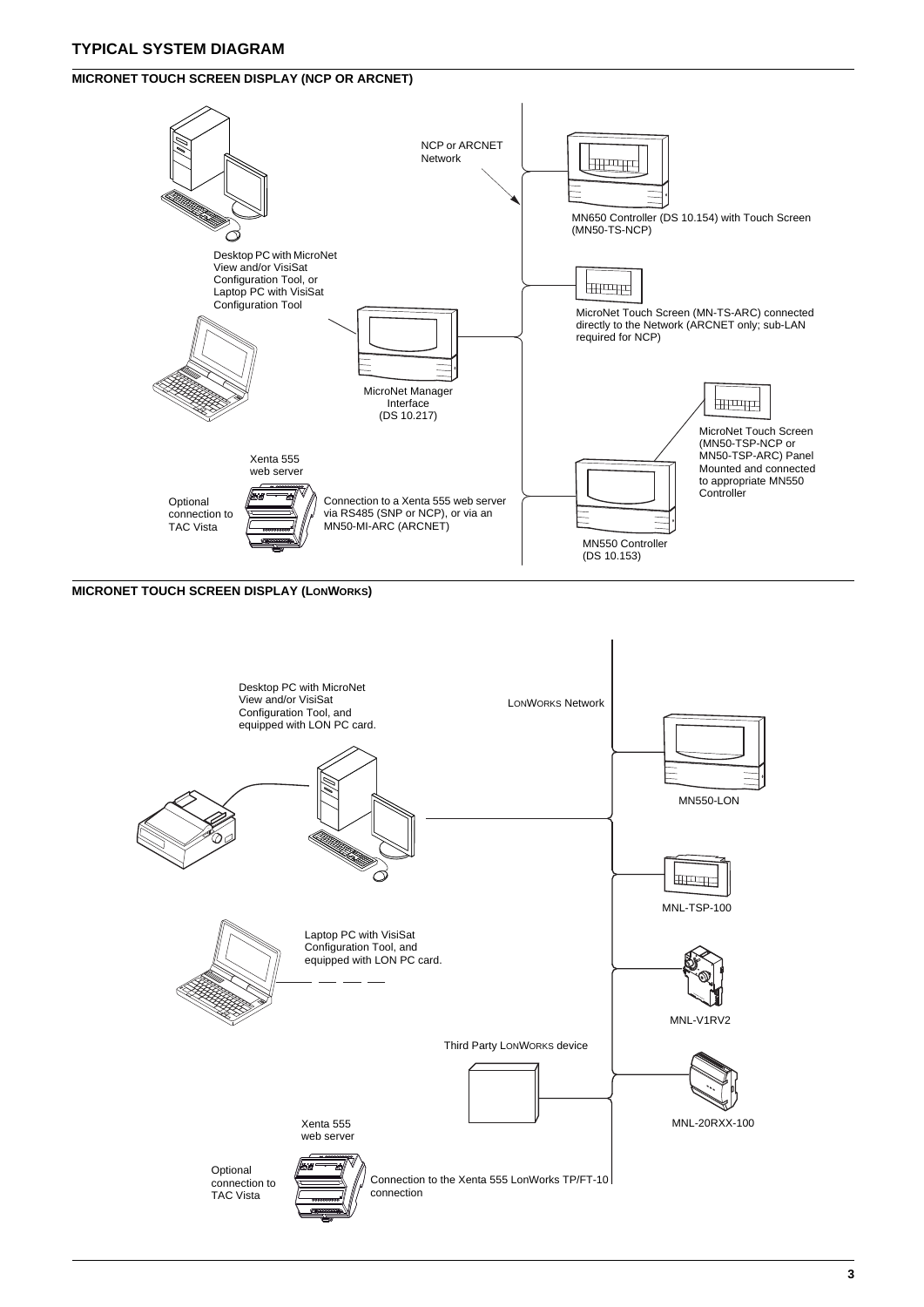## TYPICAL SYSTEM DIAGRAM

### MICRONET TOUCH SCREEN DISPLAY (NCP OR ARCNET)

NCP or ARCNET Network

MN650 Controller (DS 10.154) with Touch Screen (MN50-TS-NCP)

Desktop PC with MicroNet View and/or VisiSat Configuration Tool, or Laptop PC with VisiSat Configuration Tool

MicroNet Touch Screen (MN-TS-ARC) connected directly to the Network (ARCNET only; sub-LAN required for NCP)

MicroNet Manager Interface (DS 10.217)

MicroNet Touch Screen (MN50-TSP-NCP or MN50-TSP-ARC) Panel Mounted and connected to appropriate MN550 Controller

Xenta 555 web server

Optional connection to TAC Vista

Connection to a Xenta 555 web server via RS485 (SNP or NCP), or via an MN50-MI-ARC (ARCNET)

MN550 Controller (DS 10.153)

### MICRONET TOUCH SCREEN DISPLAY (LONWORKS)

Desktop PC with MicroNet View and/or VisiSat Configuration Tool, and equipped with LON PC card.

LONWORKS Network

MN550-LON

MNL-TSP-100

Laptop PC with VisiSat Configuration Tool, and equipped with LON PC card.

MNL-V1RV2

Third Party LONWORKS device

MNL-20RXX-100

Xenta 555 web server

Optional connection to TAC Vista

Connection to the Xenta 555 LonWorks TP/FT-10 connection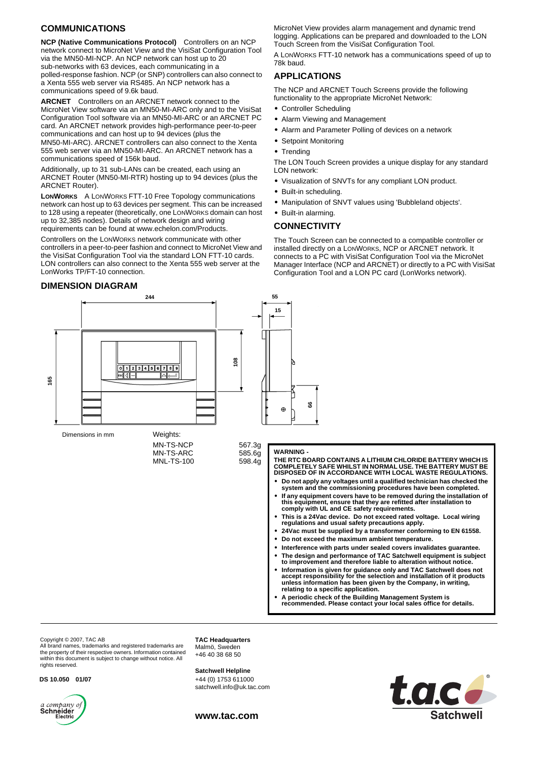## COMMUNICATIONS

**NCP (Native Communications Protocol)** Controllers on an NCP network connect to MicroNet View and the VisiSat Configuration Tool via the MN50-MI-NCP. An NCP network can host up to 20 sub-networks with 63 devices, each communicating in a polled-response fashion. NCP (or SNP) controllers can also connect to a Xenta 555 web server via RS485. An NCP network has a communications speed of 9.6k baud.

**ARCNET** Controllers on an ARCNET network connect to the MicroNet View software via an MN50-MI-ARC only and to the VisiSat Configuration Tool software via an MN50-MI-ARC or an ARCNET PC card. An ARCNET network provides high-performance peer-to-peer communications and can host up to 94 devices (plus the MN50-MI-ARC). ARCNET controllers can also connect to the Xenta 555 web server via an MN50-MI-ARC. An ARCNET network has a communications speed of 156k baud.

Additionally, up to 31 sub-LANs can be created, each using an ARCNET Router (MN50-MI-RTR) hosting up to 94 devices (plus the ARCNET Router).

**LONWORKS** A LONWORKS FTT-10 Free Topology communications network can host up to 63 devices per segment. This can be increased to 128 using a repeater (theoretically, one LONWORKS domain can host up to 32,385 nodes). Details of network design and wiring requirements can be found at www.echelon.com/Products.

Controllers on the LONWORKS network communicate with other controllers in a peer-to-peer fashion and connect to MicroNet View and the VisiSat Configuration Tool via the standard LON FTT-10 cards. LON controllers can also connect to the Xenta 555 web server at the LonWorks TP/FT-10 connection.

MicroNet View provides alarm management and dynamic trend logging. Applications can be prepared and downloaded to the LON Touch Screen from the VisiSat Configuration Tool.

A LONWORKS FTT-10 network has a communications speed of up to 78k baud.

## APPLICATIONS

The NCP and ARCNET Touch Screens provide the following functionality to the appropriate MicroNet Network:

- Controller Scheduling
- Alarm Viewing and Management
- Alarm and Parameter Polling of devices on a network
- Setpoint Monitoring
- Trending

The LON Touch Screen provides a unique display for any standard LON network:

- Visualization of SNVTs for any compliant LON product.
- Built-in scheduling.
- Manipulation of SNVT values using 'Bubbleland objects'.
- Built-in alarming.

## CONNECTIVITY

The Touch Screen can be connected to a compatible controller or installed directly on a LONWORKS, NCP or ARCNET network. It connects to a PC with VisiSat Configuration Tool via the MicroNet Manager Interface (NCP and ARCNET) or directly to a PC with VisiSat Configuration Tool and a LON PC card (LonWorks network).

## DIMENSION DIAGRAM

244
165
108
55
15
66

Dimensions in mm

Weights:

| | |
|---|---|
| MN-TS-NCP | 567.3g |
| MN-TS-ARC | 585.6g |
| MNL-TS-100 | 598.4g |

**WARNING -**

**THE RTC BOARD CONTAINS A LITHIUM CHLORIDE BATTERY WHICH IS COMPLETELY SAFE WHILST IN NORMAL USE. THE BATTERY MUST BE DISPOSED OF IN ACCORDANCE WITH LOCAL WASTE REGULATIONS.**

- **Do not apply any voltages until a qualified technician has checked the system and the commissioning procedures have been completed.**
- **If any equipment covers have to be removed during the installation of this equipment, ensure that they are refitted after installation to comply with UL and CE safety requirements.**
- **This is a 24Vac device. Do not exceed rated voltage. Local wiring regulations and usual safety precautions apply.**
- **24Vac must be supplied by a transformer conforming to EN 61558.**
- **Do not exceed the maximum ambient temperature.**
- **Interference with parts under sealed covers invalidates guarantee.**
- **The design and performance of TAC Satchwell equipment is subject to improvement and therefore liable to alteration without notice.**
- **Information is given for guidance only and TAC Satchwell does not accept responsibility for the selection and installation of it products unless information has been given by the Company, in writing, relating to a specific application.**
- **A periodic check of the Building Management System is recommended. Please contact your local sales office for details.**

Copyright © 2007, TAC AB
All brand names, trademarks and registered trademarks are the property of their respective owners. Information contained within this document is subject to change without notice. All rights reserved.

**DS 10.050 01/07**

**TAC Headquarters**
Malmö, Sweden
+46 40 38 68 50

**Satchwell Helpline**
+44 (0) 1753 611000
satchwell.info@uk.tac.com

**www.tac.com**